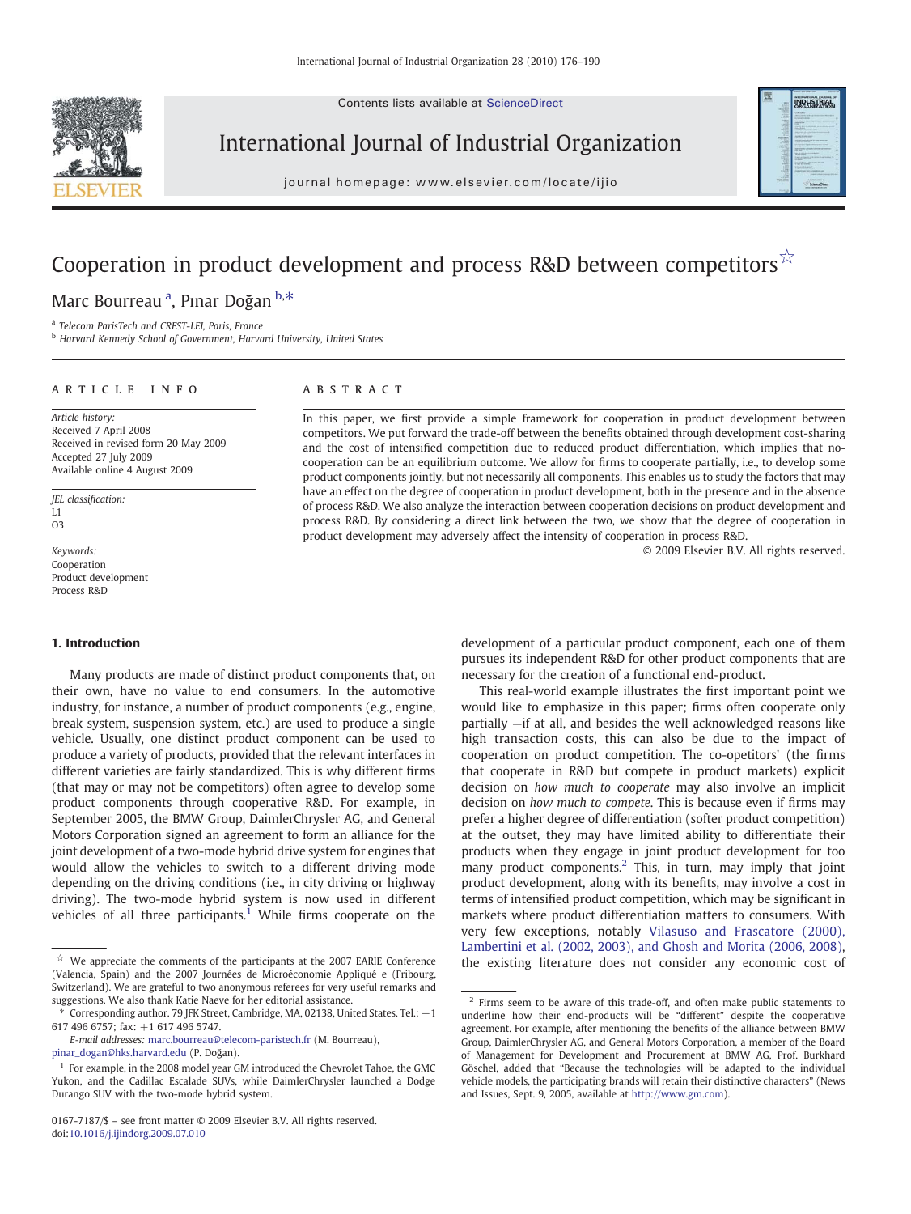# Cooperation in product development and process R&D between competitors ☆

Marc Bourreau [a], Pınar Doğan [b,*]

[a] Telecom ParisTech and CREST-LEI, Paris, France

[b] Harvard Kennedy School of Government, Harvard University, United States

## ARTICLE INFO

*Article history:*
Received 7 April 2008
Received in revised form 20 May 2009
Accepted 27 July 2009
Available online 4 August 2009

*JEL classification:*
L1
O3

*Keywords:*
Cooperation
Product development
Process R&D

## ABSTRACT

In this paper, we first provide a simple framework for cooperation in product development between competitors. We put forward the trade-off between the benefits obtained through development cost-sharing and the cost of intensified competition due to reduced product differentiation, which implies that no-cooperation can be an equilibrium outcome. We allow for firms to cooperate partially, i.e., to develop some product components jointly, but not necessarily all components. This enables us to study the factors that may have an effect on the degree of cooperation in product development, both in the presence and in the absence of process R&D. We also analyze the interaction between cooperation decisions on product development and process R&D. By considering a direct link between the two, we show that the degree of cooperation in product development may adversely affect the intensity of cooperation in process R&D.

© 2009 Elsevier B.V. All rights reserved.

## 1. Introduction

Many products are made of distinct product components that, on their own, have no value to end consumers. In the automotive industry, for instance, a number of product components (e.g., engine, break system, suspension system, etc.) are used to produce a single vehicle. Usually, one distinct product component can be used to produce a variety of products, provided that the relevant interfaces in different varieties are fairly standardized. This is why different firms (that may or may not be competitors) often agree to develop some product components through cooperative R&D. For example, in September 2005, the BMW Group, DaimlerChrysler AG, and General Motors Corporation signed an agreement to form an alliance for the joint development of a two-mode hybrid drive system for engines that would allow the vehicles to switch to a different driving mode depending on the driving conditions (i.e., in city driving or highway driving). The two-mode hybrid system is now used in different vehicles of all three participants.[1] While firms cooperate on the development of a particular product component, each one of them pursues its independent R&D for other product components that are necessary for the creation of a functional end-product.

This real-world example illustrates the first important point we would like to emphasize in this paper; firms often cooperate only partially —if at all, and besides the well acknowledged reasons like high transaction costs, this can also be due to the impact of cooperation on product competition. The co-opetitors' (the firms that cooperate in R&D but compete in product markets) explicit decision on *how much to cooperate* may also involve an implicit decision on *how much to compete*. This is because even if firms may prefer a higher degree of differentiation (softer product competition) at the outset, they may have limited ability to differentiate their products when they engage in joint product development for too many product components.[2] This, in turn, may imply that joint product development, along with its benefits, may involve a cost in terms of intensified product competition, which may be significant in markets where product differentiation matters to consumers. With very few exceptions, notably Vilasuso and Frascatore (2000), Lambertini et al. (2002, 2003), and Ghosh and Morita (2006, 2008), the existing literature does not consider any economic cost of

---

☆ We appreciate the comments of the participants at the 2007 EARIE Conference (Valencia, Spain) and the 2007 Journées de Microéconomie Appliqué e (Fribourg, Switzerland). We are grateful to two anonymous referees for very useful remarks and suggestions. We also thank Katie Naeve for her editorial assistance.

\* Corresponding author. 79 JFK Street, Cambridge, MA, 02138, United States. Tel.: +1 617 496 6757; fax: +1 617 496 5747.

*E-mail addresses:* marc.bourreau@telecom-paristech.fr (M. Bourreau), pinar_dogan@hks.harvard.edu (P. Doğan).

[1] For example, in the 2008 model year GM introduced the Chevrolet Tahoe, the GMC Yukon, and the Cadillac Escalade SUVs, while DaimlerChrysler launched a Dodge Durango SUV with the two-mode hybrid system.

[2] Firms seem to be aware of this trade-off, and often make public statements to underline how their end-products will be "different" despite the cooperative agreement. For example, after mentioning the benefits of the alliance between BMW Group, DaimlerChrysler AG, and General Motors Corporation, a member of the Board of Management for Development and Procurement at BMW AG, Prof. Burkhard Göschel, added that "Because the technologies will be adapted to the individual vehicle models, the participating brands will retain their distinctive characters" (News and Issues, Sept. 9, 2005, available at http://www.gm.com).

0167-7187/$ – see front matter © 2009 Elsevier B.V. All rights reserved.
doi:10.1016/j.ijindorg.2009.07.010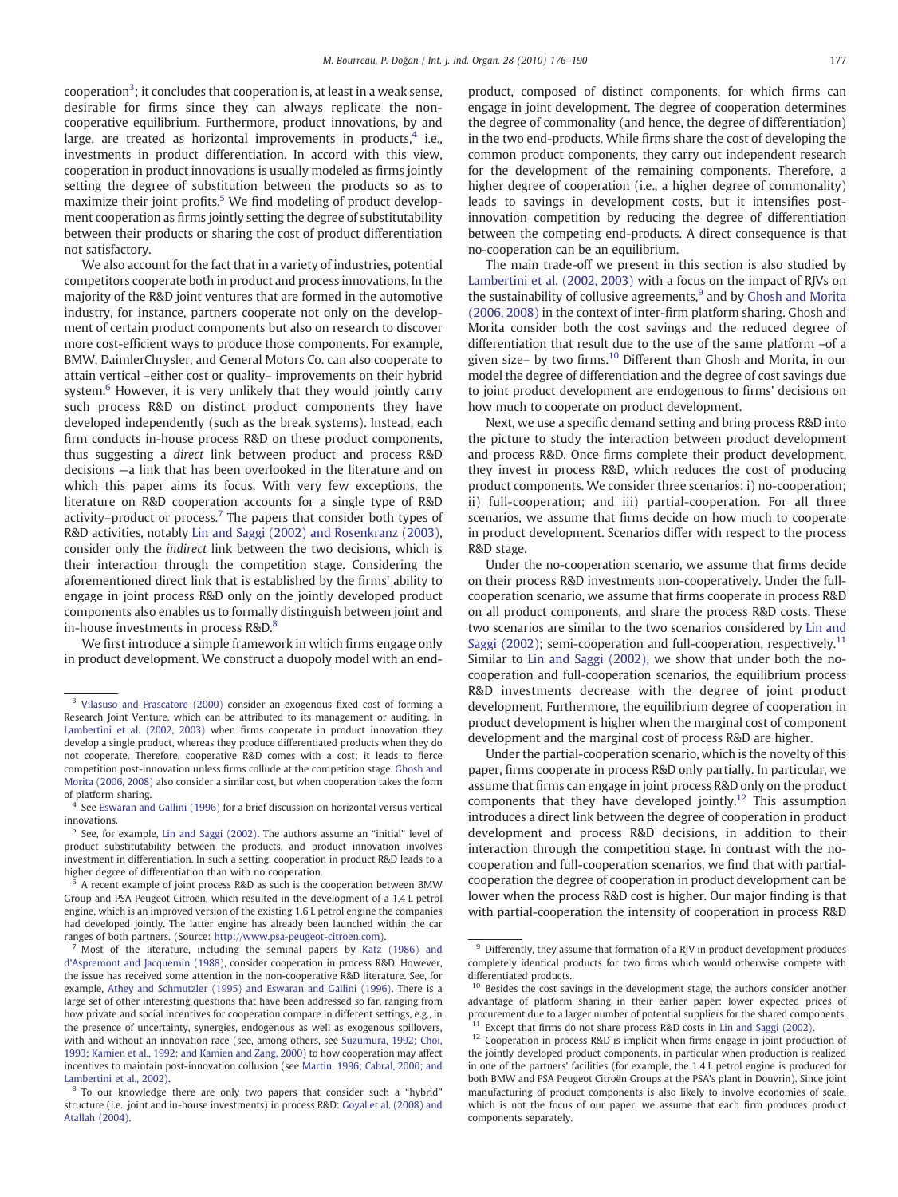cooperation[3]; it concludes that cooperation is, at least in a weak sense, desirable for firms since they can always replicate the non-cooperative equilibrium. Furthermore, product innovations, by and large, are treated as horizontal improvements in products,[4] i.e., investments in product differentiation. In accord with this view, cooperation in product innovations is usually modeled as firms jointly setting the degree of substitution between the products so as to maximize their joint profits.[5] We find modeling of product development cooperation as firms jointly setting the degree of substitutability between their products or sharing the cost of product differentiation not satisfactory.

We also account for the fact that in a variety of industries, potential competitors cooperate both in product and process innovations. In the majority of the R&D joint ventures that are formed in the automotive industry, for instance, partners cooperate not only on the development of certain product components but also on research to discover more cost-efficient ways to produce those components. For example, BMW, DaimlerChrysler, and General Motors Co. can also cooperate to attain vertical –either cost or quality– improvements on their hybrid system.[6] However, it is very unlikely that they would jointly carry such process R&D on distinct product components they have developed independently (such as the break systems). Instead, each firm conducts in-house process R&D on these product components, thus suggesting a *direct* link between product and process R&D decisions —a link that has been overlooked in the literature and on which this paper aims its focus. With very few exceptions, the literature on R&D cooperation accounts for a single type of R&D activity–product or process.[7] The papers that consider both types of R&D activities, notably Lin and Saggi (2002) and Rosenkranz (2003), consider only the *indirect* link between the two decisions, which is their interaction through the competition stage. Considering the aforementioned direct link that is established by the firms' ability to engage in joint process R&D only on the jointly developed product components also enables us to formally distinguish between joint and in-house investments in process R&D.[8]

We first introduce a simple framework in which firms engage only in product development. We construct a duopoly model with an end-product, composed of distinct components, for which firms can engage in joint development. The degree of cooperation determines the degree of commonality (and hence, the degree of differentiation) in the two end-products. While firms share the cost of developing the common product components, they carry out independent research for the development of the remaining components. Therefore, a higher degree of cooperation (i.e., a higher degree of commonality) leads to savings in development costs, but it intensifies post-innovation competition by reducing the degree of differentiation between the competing end-products. A direct consequence is that no-cooperation can be an equilibrium.

The main trade-off we present in this section is also studied by Lambertini et al. (2002, 2003) with a focus on the impact of RJVs on the sustainability of collusive agreements,[9] and by Ghosh and Morita (2006, 2008) in the context of inter-firm platform sharing. Ghosh and Morita consider both the cost savings and the reduced degree of differentiation that result due to the use of the same platform –of a given size– by two firms.[10] Different than Ghosh and Morita, in our model the degree of differentiation and the degree of cost savings due to joint product development are endogenous to firms' decisions on how much to cooperate on product development.

Next, we use a specific demand setting and bring process R&D into the picture to study the interaction between product development and process R&D. Once firms complete their product development, they invest in process R&D, which reduces the cost of producing product components. We consider three scenarios: i) no-cooperation; ii) full-cooperation; and iii) partial-cooperation. For all three scenarios, we assume that firms decide on how much to cooperate in product development. Scenarios differ with respect to the process R&D stage.

Under the no-cooperation scenario, we assume that firms decide on their process R&D investments non-cooperatively. Under the full-cooperation scenario, we assume that firms cooperate in process R&D on all product components, and share the process R&D costs. These two scenarios are similar to the two scenarios considered by Lin and Saggi (2002); semi-cooperation and full-cooperation, respectively.[11] Similar to Lin and Saggi (2002), we show that under both the no-cooperation and full-cooperation scenarios, the equilibrium process R&D investments decrease with the degree of joint product development. Furthermore, the equilibrium degree of cooperation in product development is higher when the marginal cost of component development and the marginal cost of process R&D are higher.

Under the partial-cooperation scenario, which is the novelty of this paper, firms cooperate in process R&D only partially. In particular, we assume that firms can engage in joint process R&D only on the product components that they have developed jointly.[12] This assumption introduces a direct link between the degree of cooperation in product development and process R&D decisions, in addition to their interaction through the competition stage. In contrast with the no-cooperation and full-cooperation scenarios, we find that with partial-cooperation the degree of cooperation in product development can be lower when the process R&D cost is higher. Our major finding is that with partial-cooperation the intensity of cooperation in process R&D

---

[3] Vilasuso and Frascatore (2000) consider an exogenous fixed cost of forming a Research Joint Venture, which can be attributed to its management or auditing. In Lambertini et al. (2002, 2003) when firms cooperate in product innovation they develop a single product, whereas they produce differentiated products when they do not cooperate. Therefore, cooperative R&D comes with a cost; it leads to fierce competition post-innovation unless firms collude at the competition stage. Ghosh and Morita (2006, 2008) also consider a similar cost, but when cooperation takes the form of platform sharing.

[4] See Eswaran and Gallini (1996) for a brief discussion on horizontal versus vertical innovations.

[5] See, for example, Lin and Saggi (2002). The authors assume an "initial" level of product substitutability between the products, and product innovation involves investment in differentiation. In such a setting, cooperation in product R&D leads to a higher degree of differentiation than with no cooperation.

[6] A recent example of joint process R&D as such is the cooperation between BMW Group and PSA Peugeot Citroën, which resulted in the development of a 1.4 L petrol engine, which is an improved version of the existing 1.6 L petrol engine the companies had developed jointly. The latter engine has already been launched within the car ranges of both partners. (Source: http://www.psa-peugeot-citroen.com).

[7] Most of the literature, including the seminal papers by Katz (1986) and d'Aspremont and Jacquemin (1988), consider cooperation in process R&D. However, the issue has received some attention in the non-cooperative R&D literature. See, for example, Athey and Schmutzler (1995) and Eswaran and Gallini (1996). There is a large set of other interesting questions that have been addressed so far, ranging from how private and social incentives for cooperation compare in different settings, e.g., in the presence of uncertainty, synergies, endogenous as well as exogenous spillovers, with and without an innovation race (see, among others, see Suzumura, 1992; Choi, 1993; Kamien et al., 1992; and Kamien and Zang, 2000) to how cooperation may affect incentives to maintain post-innovation collusion (see Martin, 1996; Cabral, 2000; and Lambertini et al., 2002).

[8] To our knowledge there are only two papers that consider such a "hybrid" structure (i.e., joint and in-house investments) in process R&D: Goyal et al. (2008) and Atallah (2004).

[9] Differently, they assume that formation of a RJV in product development produces completely identical products for two firms which would otherwise compete with differentiated products.

[10] Besides the cost savings in the development stage, the authors consider another advantage of platform sharing in their earlier paper: lower expected prices of procurement due to a larger number of potential suppliers for the shared components.

[11] Except that firms do not share process R&D costs in Lin and Saggi (2002).

[12] Cooperation in process R&D is implicit when firms engage in joint production of the jointly developed product components, in particular when production is realized in one of the partners' facilities (for example, the 1.4 L petrol engine is produced for both BMW and PSA Peugeot Citroën Groups at the PSA's plant in Douvrin). Since joint manufacturing of product components is also likely to involve economies of scale, which is not the focus of our paper, we assume that each firm produces product components separately.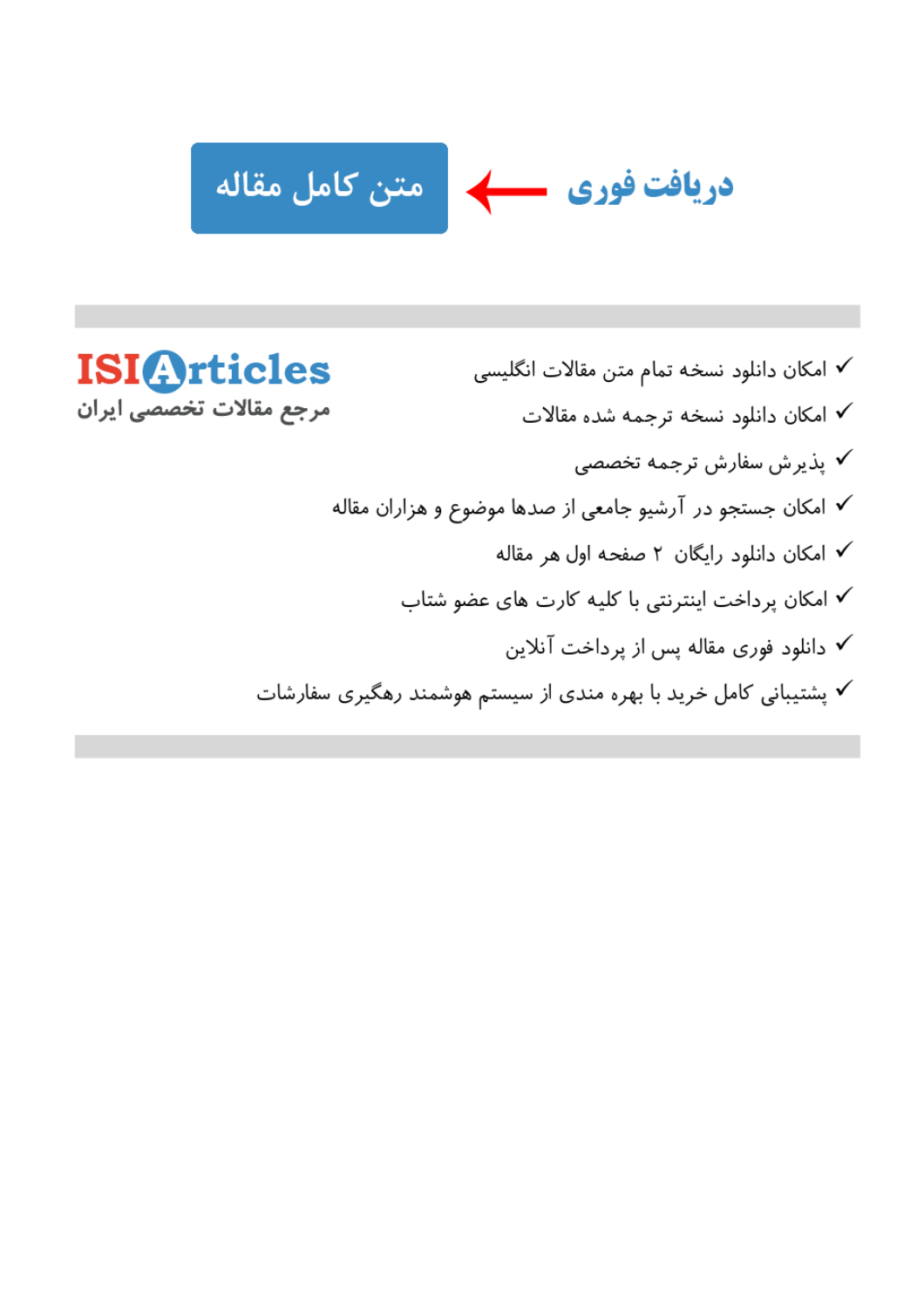دریافت فوری ← **متن کامل مقاله**

**ISIArticles**
مرجع مقالات تخصصی ایران

- ✓ امکان دانلود نسخه تمام متن مقالات انگلیسی
- ✓ امکان دانلود نسخه ترجمه شده مقالات
- ✓ پذیرش سفارش ترجمه تخصصی
- ✓ امکان جستجو در آرشیو جامعی از صدها موضوع و هزاران مقاله
- ✓ امکان دانلود رایگان ۲ صفحه اول هر مقاله
- ✓ امکان پرداخت اینترنتی با کلیه کارت های عضو شتاب
- ✓ دانلود فوری مقاله پس از پرداخت آنلاین
- ✓ پشتیبانی کامل خرید با بهره مندی از سیستم هوشمند رهگیری سفارشات